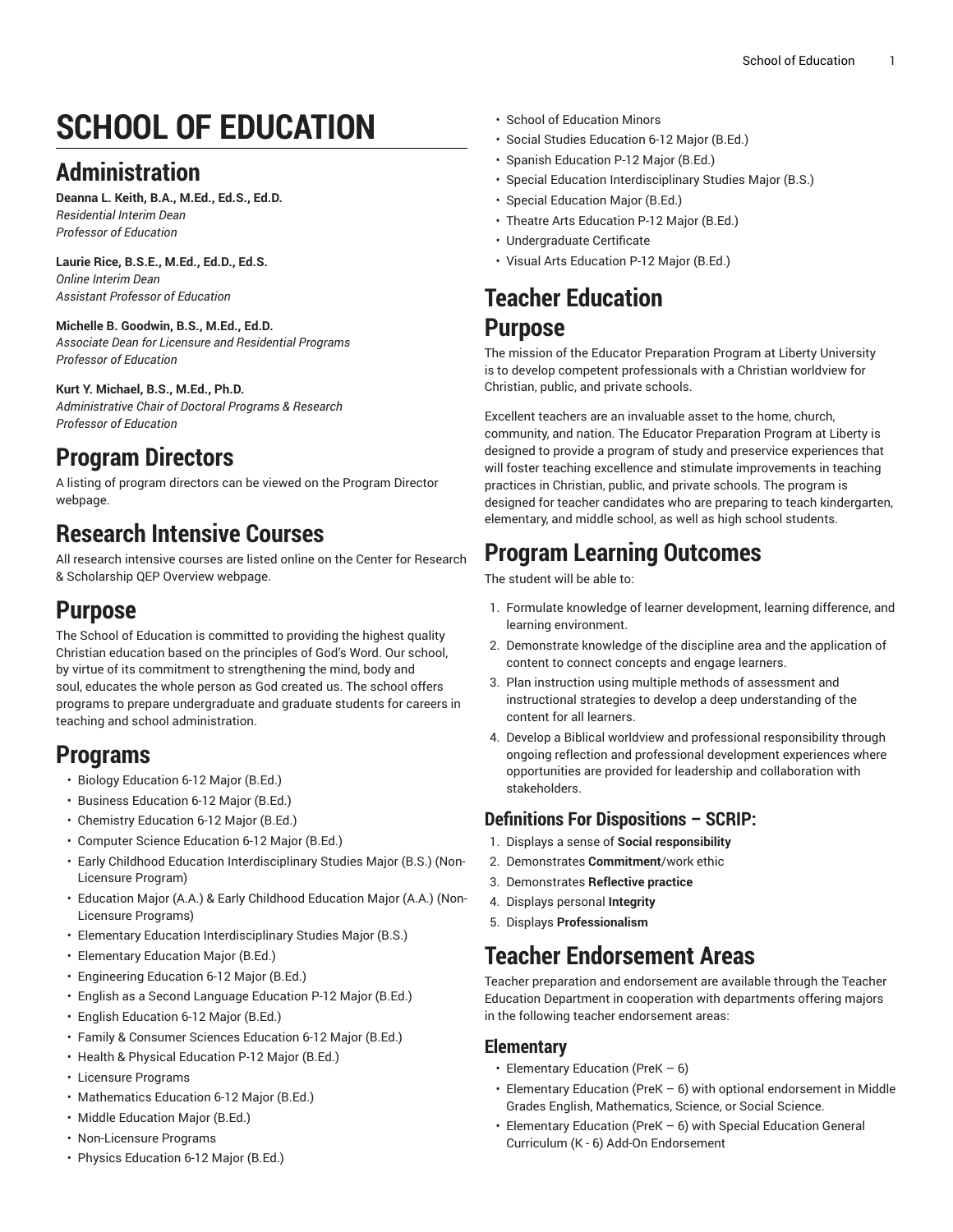# SCHOOL OF EDUCATION

## Administration

**Deanna L. Keith, B.A., M.Ed., Ed.S., Ed.D.**
*Residential Interim Dean*
*Professor of Education*

**Laurie Rice, B.S.E., M.Ed., Ed.D., Ed.S.**
*Online Interim Dean*
*Assistant Professor of Education*

**Michelle B. Goodwin, B.S., M.Ed., Ed.D.**
*Associate Dean for Licensure and Residential Programs*
*Professor of Education*

**Kurt Y. Michael, B.S., M.Ed., Ph.D.**
*Administrative Chair of Doctoral Programs & Research*
*Professor of Education*

## Program Directors

A listing of program directors can be viewed on the Program Director webpage.

## Research Intensive Courses

All research intensive courses are listed online on the Center for Research & Scholarship QEP Overview webpage.

## Purpose

The School of Education is committed to providing the highest quality Christian education based on the principles of God's Word. Our school, by virtue of its commitment to strengthening the mind, body and soul, educates the whole person as God created us. The school offers programs to prepare undergraduate and graduate students for careers in teaching and school administration.

## Programs

- Biology Education 6-12 Major (B.Ed.)
- Business Education 6-12 Major (B.Ed.)
- Chemistry Education 6-12 Major (B.Ed.)
- Computer Science Education 6-12 Major (B.Ed.)
- Early Childhood Education Interdisciplinary Studies Major (B.S.) (Non-Licensure Program)
- Education Major (A.A.) & Early Childhood Education Major (A.A.) (Non-Licensure Programs)
- Elementary Education Interdisciplinary Studies Major (B.S.)
- Elementary Education Major (B.Ed.)
- Engineering Education 6-12 Major (B.Ed.)
- English as a Second Language Education P-12 Major (B.Ed.)
- English Education 6-12 Major (B.Ed.)
- Family & Consumer Sciences Education 6-12 Major (B.Ed.)
- Health & Physical Education P-12 Major (B.Ed.)
- Licensure Programs
- Mathematics Education 6-12 Major (B.Ed.)
- Middle Education Major (B.Ed.)
- Non-Licensure Programs
- Physics Education 6-12 Major (B.Ed.)
- School of Education Minors
- Social Studies Education 6-12 Major (B.Ed.)
- Spanish Education P-12 Major (B.Ed.)
- Special Education Interdisciplinary Studies Major (B.S.)
- Special Education Major (B.Ed.)
- Theatre Arts Education P-12 Major (B.Ed.)
- Undergraduate Certificate
- Visual Arts Education P-12 Major (B.Ed.)

# Teacher Education

## Purpose

The mission of the Educator Preparation Program at Liberty University is to develop competent professionals with a Christian worldview for Christian, public, and private schools.

Excellent teachers are an invaluable asset to the home, church, community, and nation. The Educator Preparation Program at Liberty is designed to provide a program of study and preservice experiences that will foster teaching excellence and stimulate improvements in teaching practices in Christian, public, and private schools. The program is designed for teacher candidates who are preparing to teach kindergarten, elementary, and middle school, as well as high school students.

## Program Learning Outcomes

The student will be able to:

1. Formulate knowledge of learner development, learning difference, and learning environment.
2. Demonstrate knowledge of the discipline area and the application of content to connect concepts and engage learners.
3. Plan instruction using multiple methods of assessment and instructional strategies to develop a deep understanding of the content for all learners.
4. Develop a Biblical worldview and professional responsibility through ongoing reflection and professional development experiences where opportunities are provided for leadership and collaboration with stakeholders.

### Definitions For Dispositions – SCRIP:

1. Displays a sense of **Social responsibility**
2. Demonstrates **Commitment**/work ethic
3. Demonstrates **Reflective practice**
4. Displays personal **Integrity**
5. Displays **Professionalism**

## Teacher Endorsement Areas

Teacher preparation and endorsement are available through the Teacher Education Department in cooperation with departments offering majors in the following teacher endorsement areas:

### Elementary

- Elementary Education (PreK – 6)
- Elementary Education (PreK – 6) with optional endorsement in Middle Grades English, Mathematics, Science, or Social Science.
- Elementary Education (PreK – 6) with Special Education General Curriculum (K - 6) Add-On Endorsement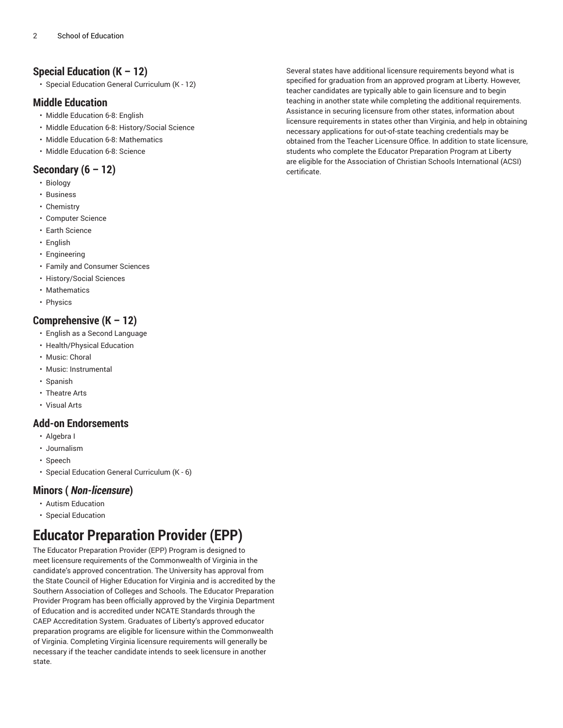### Special Education (K – 12)

- Special Education General Curriculum (K - 12)

### Middle Education

- Middle Education 6-8: English
- Middle Education 6-8: History/Social Science
- Middle Education 6-8: Mathematics
- Middle Education 6-8: Science

### Secondary (6 – 12)

- Biology
- Business
- Chemistry
- Computer Science
- Earth Science
- English
- Engineering
- Family and Consumer Sciences
- History/Social Sciences
- Mathematics
- Physics

### Comprehensive (K – 12)

- English as a Second Language
- Health/Physical Education
- Music: Choral
- Music: Instrumental
- Spanish
- Theatre Arts
- Visual Arts

### Add-on Endorsements

- Algebra I
- Journalism
- Speech
- Special Education General Curriculum (K - 6)

### Minors ( *Non-licensure*)

- Autism Education
- Special Education

## Educator Preparation Provider (EPP)

The Educator Preparation Provider (EPP) Program is designed to meet licensure requirements of the Commonwealth of Virginia in the candidate's approved concentration. The University has approval from the State Council of Higher Education for Virginia and is accredited by the Southern Association of Colleges and Schools. The Educator Preparation Provider Program has been officially approved by the Virginia Department of Education and is accredited under NCATE Standards through the CAEP Accreditation System. Graduates of Liberty's approved educator preparation programs are eligible for licensure within the Commonwealth of Virginia. Completing Virginia licensure requirements will generally be necessary if the teacher candidate intends to seek licensure in another state.

Several states have additional licensure requirements beyond what is specified for graduation from an approved program at Liberty. However, teacher candidates are typically able to gain licensure and to begin teaching in another state while completing the additional requirements. Assistance in securing licensure from other states, information about licensure requirements in states other than Virginia, and help in obtaining necessary applications for out-of-state teaching credentials may be obtained from the Teacher Licensure Office. In addition to state licensure, students who complete the Educator Preparation Program at Liberty are eligible for the Association of Christian Schools International (ACSI) certificate.